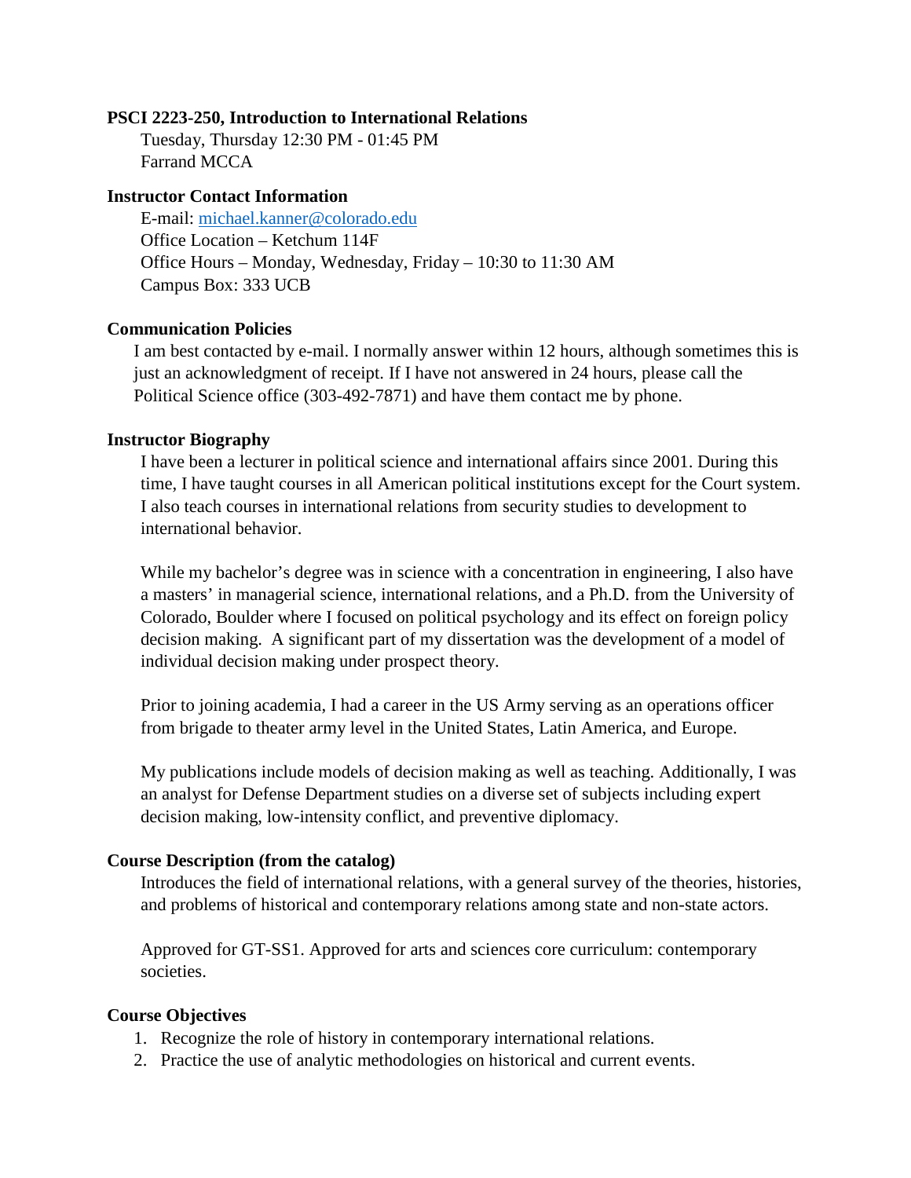**PSCI 2223-250, Introduction to International Relations**

Tuesday, Thursday 12:30 PM - 01:45 PM
Farrand MCCA

**Instructor Contact Information**

E-mail: michael.kanner@colorado.edu
Office Location – Ketchum 114F
Office Hours – Monday, Wednesday, Friday – 10:30 to 11:30 AM
Campus Box: 333 UCB

**Communication Policies**

I am best contacted by e-mail. I normally answer within 12 hours, although sometimes this is just an acknowledgment of receipt. If I have not answered in 24 hours, please call the Political Science office (303-492-7871) and have them contact me by phone.

**Instructor Biography**

I have been a lecturer in political science and international affairs since 2001. During this time, I have taught courses in all American political institutions except for the Court system. I also teach courses in international relations from security studies to development to international behavior.

While my bachelor's degree was in science with a concentration in engineering, I also have a masters' in managerial science, international relations, and a Ph.D. from the University of Colorado, Boulder where I focused on political psychology and its effect on foreign policy decision making. A significant part of my dissertation was the development of a model of individual decision making under prospect theory.

Prior to joining academia, I had a career in the US Army serving as an operations officer from brigade to theater army level in the United States, Latin America, and Europe.

My publications include models of decision making as well as teaching. Additionally, I was an analyst for Defense Department studies on a diverse set of subjects including expert decision making, low-intensity conflict, and preventive diplomacy.

**Course Description (from the catalog)**

Introduces the field of international relations, with a general survey of the theories, histories, and problems of historical and contemporary relations among state and non-state actors.

Approved for GT-SS1. Approved for arts and sciences core curriculum: contemporary societies.

**Course Objectives**

1. Recognize the role of history in contemporary international relations.
2. Practice the use of analytic methodologies on historical and current events.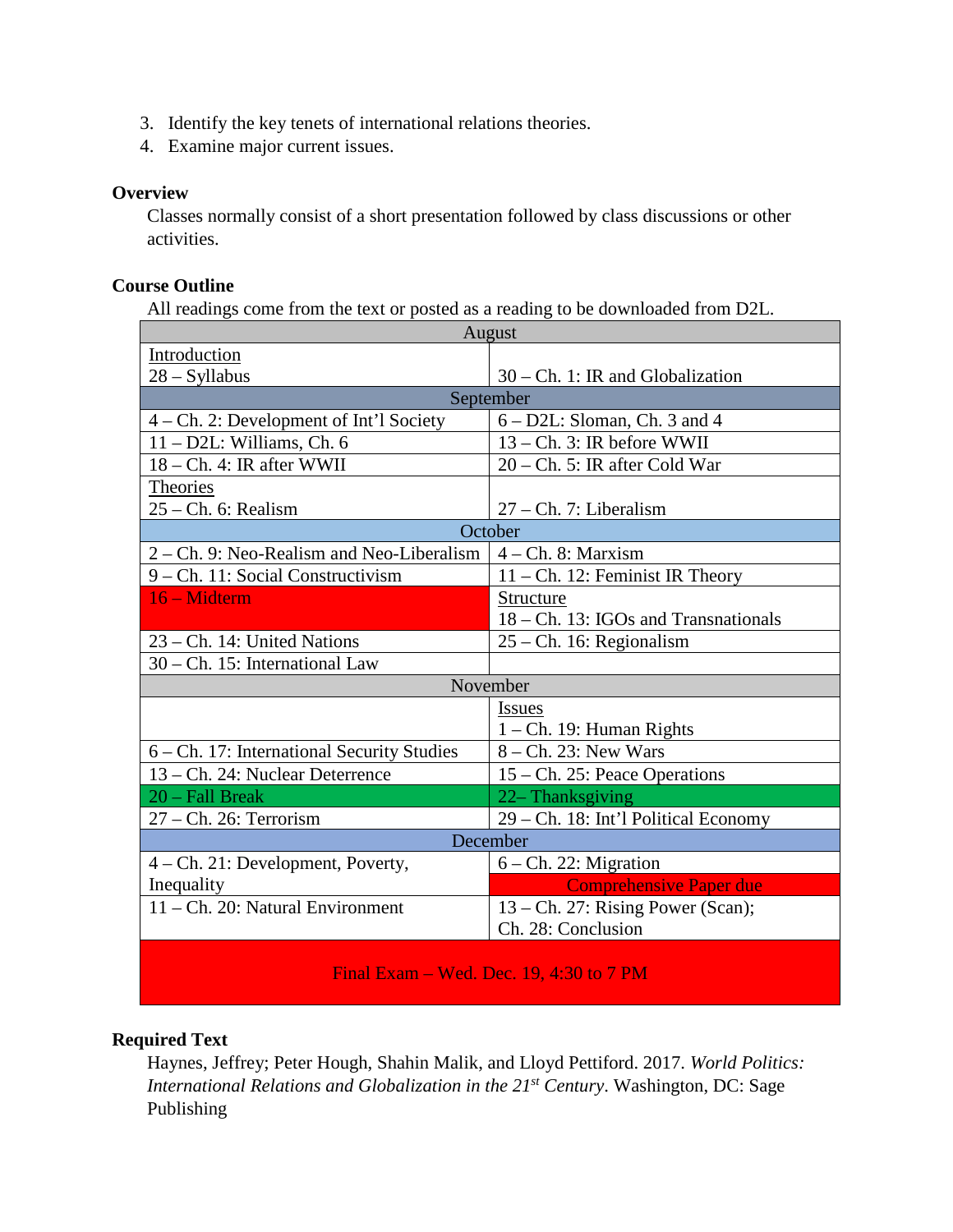3. Identify the key tenets of international relations theories.
4. Examine major current issues.

**Overview**

Classes normally consist of a short presentation followed by class discussions or other activities.

**Course Outline**

All readings come from the text or posted as a reading to be downloaded from D2L.

| August | |
|---|---|
| Introduction<br>28 – Syllabus | 30 – Ch. 1: IR and Globalization |
| **September** | |
| 4 – Ch. 2: Development of Int'l Society | 6 – D2L: Sloman, Ch. 3 and 4 |
| 11 – D2L: Williams, Ch. 6 | 13 – Ch. 3: IR before WWII |
| 18 – Ch. 4: IR after WWII | 20 – Ch. 5: IR after Cold War |
| Theories<br>25 – Ch. 6: Realism | 27 – Ch. 7: Liberalism |
| **October** | |
| 2 – Ch. 9: Neo-Realism and Neo-Liberalism | 4 – Ch. 8: Marxism |
| 9 – Ch. 11: Social Constructivism | 11 – Ch. 12: Feminist IR Theory |
| 16 – Midterm | Structure<br>18 – Ch. 13: IGOs and Transnationals |
| 23 – Ch. 14: United Nations | 25 – Ch. 16: Regionalism |
| 30 – Ch. 15: International Law | |
| **November** | |
| | Issues<br>1 – Ch. 19: Human Rights |
| 6 – Ch. 17: International Security Studies | 8 – Ch. 23: New Wars |
| 13 – Ch. 24: Nuclear Deterrence | 15 – Ch. 25: Peace Operations |
| 20 – Fall Break | 22– Thanksgiving |
| 27 – Ch. 26: Terrorism | 29 – Ch. 18: Int'l Political Economy |
| **December** | |
| 4 – Ch. 21: Development, Poverty, Inequality | 6 – Ch. 22: Migration<br>Comprehensive Paper due |
| 11 – Ch. 20: Natural Environment | 13 – Ch. 27: Rising Power (Scan); Ch. 28: Conclusion |
| Final Exam – Wed. Dec. 19, 4:30 to 7 PM | |

**Required Text**

Haynes, Jeffrey; Peter Hough, Shahin Malik, and Lloyd Pettiford. 2017. *World Politics: International Relations and Globalization in the 21st Century*. Washington, DC: Sage Publishing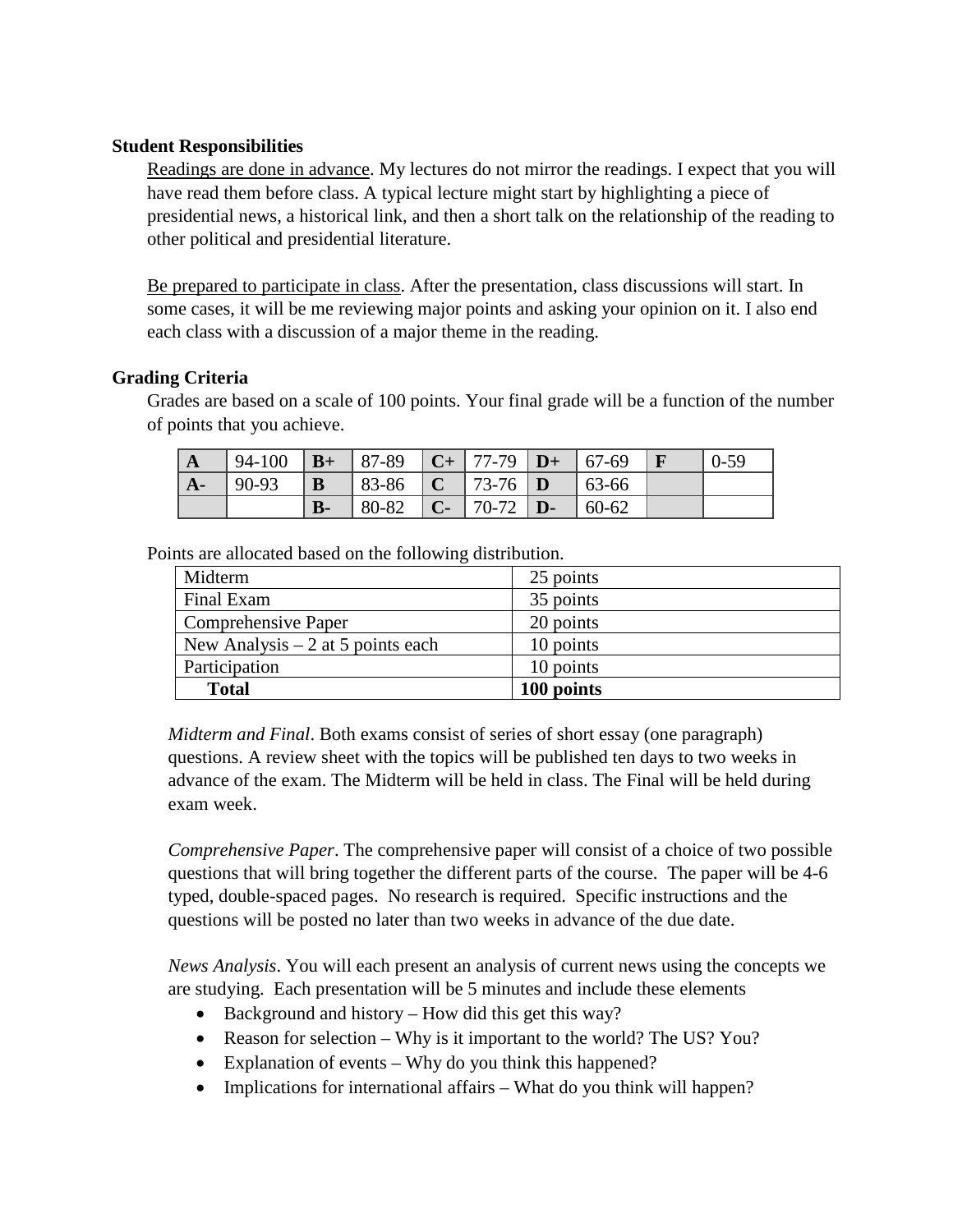**Student Responsibilities**

Readings are done in advance. My lectures do not mirror the readings. I expect that you will have read them before class. A typical lecture might start by highlighting a piece of presidential news, a historical link, and then a short talk on the relationship of the reading to other political and presidential literature.

Be prepared to participate in class. After the presentation, class discussions will start. In some cases, it will be me reviewing major points and asking your opinion on it. I also end each class with a discussion of a major theme in the reading.

**Grading Criteria**

Grades are based on a scale of 100 points. Your final grade will be a function of the number of points that you achieve.

| **A** | 94-100 | **B+** | 87-89 | **C+** | 77-79 | **D+** | 67-69 | **F** | 0-59 |
|---|---|---|---|---|---|---|---|---|---|
| **A-** | 90-93 | **B** | 83-86 | **C** | 73-76 | **D** | 63-66 | | |
| | | **B-** | 80-82 | **C-** | 70-72 | **D-** | 60-62 | | |

Points are allocated based on the following distribution.

| Midterm | 25 points |
|---|---|
| Final Exam | 35 points |
| Comprehensive Paper | 20 points |
| New Analysis – 2 at 5 points each | 10 points |
| Participation | 10 points |
| **Total** | **100 points** |

*Midterm and Final*. Both exams consist of series of short essay (one paragraph) questions. A review sheet with the topics will be published ten days to two weeks in advance of the exam. The Midterm will be held in class. The Final will be held during exam week.

*Comprehensive Paper*. The comprehensive paper will consist of a choice of two possible questions that will bring together the different parts of the course. The paper will be 4-6 typed, double-spaced pages. No research is required. Specific instructions and the questions will be posted no later than two weeks in advance of the due date.

*News Analysis*. You will each present an analysis of current news using the concepts we are studying. Each presentation will be 5 minutes and include these elements

- Background and history – How did this get this way?
- Reason for selection – Why is it important to the world? The US? You?
- Explanation of events – Why do you think this happened?
- Implications for international affairs – What do you think will happen?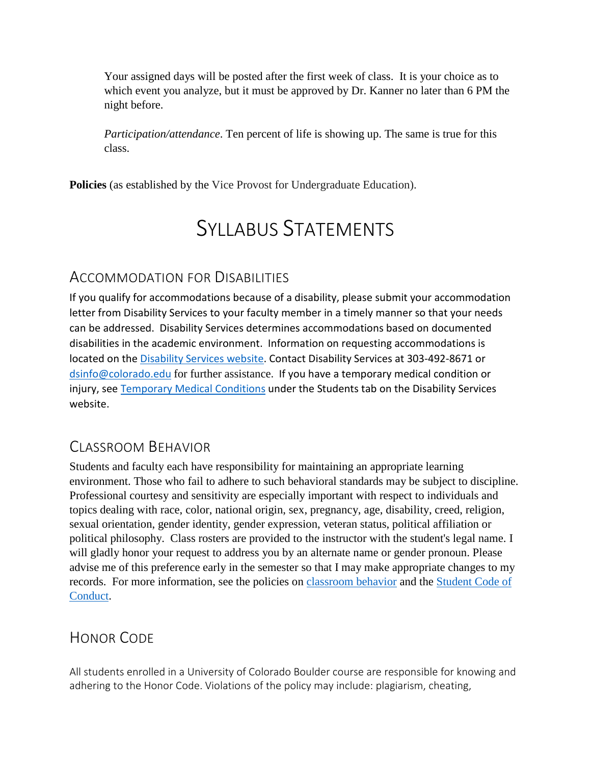Your assigned days will be posted after the first week of class. It is your choice as to which event you analyze, but it must be approved by Dr. Kanner no later than 6 PM the night before.

*Participation/attendance*. Ten percent of life is showing up. The same is true for this class.

**Policies** (as established by the Vice Provost for Undergraduate Education).

# Syllabus Statements

## Accommodation for Disabilities

If you qualify for accommodations because of a disability, please submit your accommodation letter from Disability Services to your faculty member in a timely manner so that your needs can be addressed. Disability Services determines accommodations based on documented disabilities in the academic environment. Information on requesting accommodations is located on the Disability Services website. Contact Disability Services at 303-492-8671 or dsinfo@colorado.edu for further assistance. If you have a temporary medical condition or injury, see Temporary Medical Conditions under the Students tab on the Disability Services website.

## Classroom Behavior

Students and faculty each have responsibility for maintaining an appropriate learning environment. Those who fail to adhere to such behavioral standards may be subject to discipline. Professional courtesy and sensitivity are especially important with respect to individuals and topics dealing with race, color, national origin, sex, pregnancy, age, disability, creed, religion, sexual orientation, gender identity, gender expression, veteran status, political affiliation or political philosophy. Class rosters are provided to the instructor with the student's legal name. I will gladly honor your request to address you by an alternate name or gender pronoun. Please advise me of this preference early in the semester so that I may make appropriate changes to my records. For more information, see the policies on classroom behavior and the Student Code of Conduct.

## Honor Code

All students enrolled in a University of Colorado Boulder course are responsible for knowing and adhering to the Honor Code. Violations of the policy may include: plagiarism, cheating,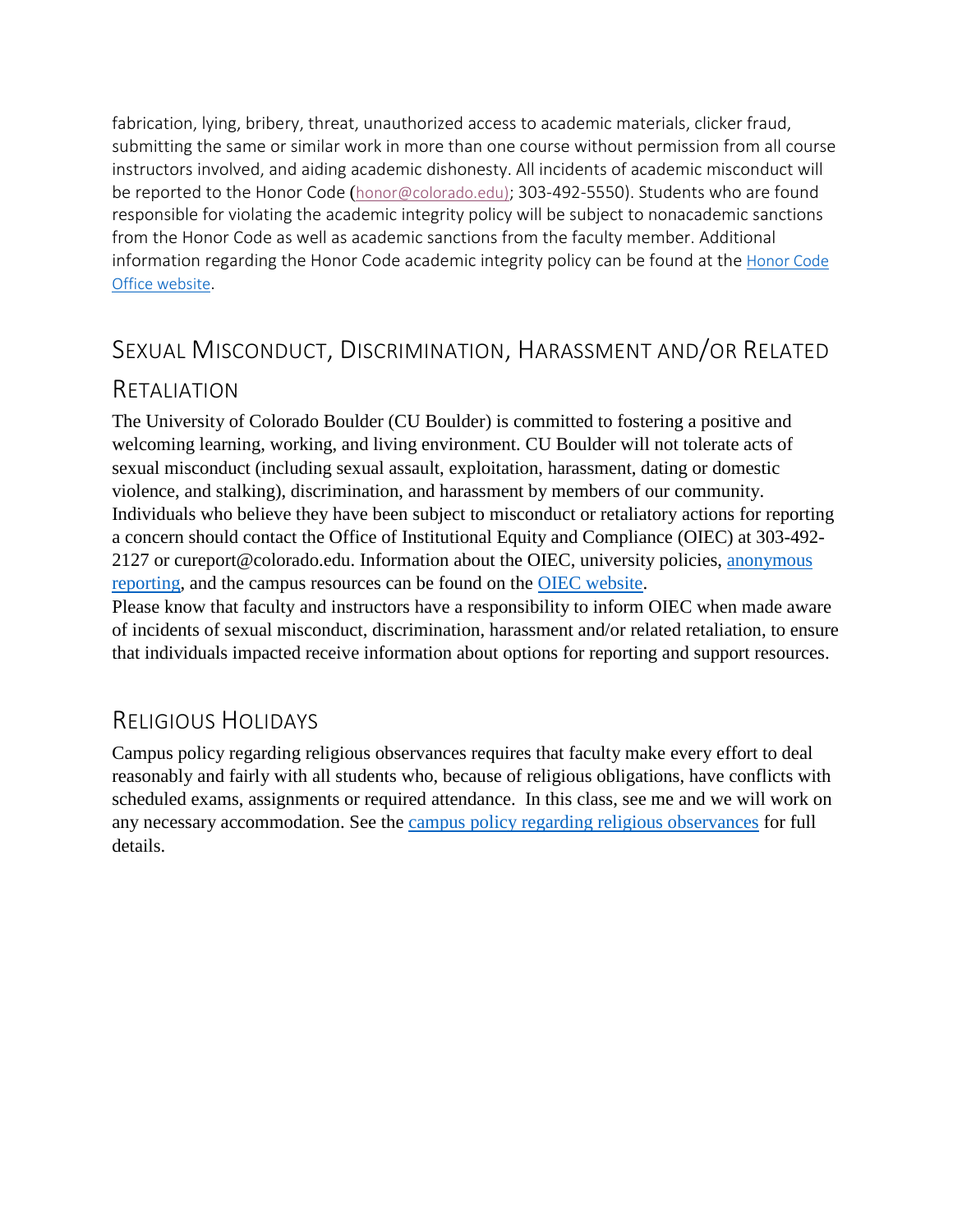fabrication, lying, bribery, threat, unauthorized access to academic materials, clicker fraud, submitting the same or similar work in more than one course without permission from all course instructors involved, and aiding academic dishonesty. All incidents of academic misconduct will be reported to the Honor Code (honor@colorado.edu); 303-492-5550). Students who are found responsible for violating the academic integrity policy will be subject to nonacademic sanctions from the Honor Code as well as academic sanctions from the faculty member. Additional information regarding the Honor Code academic integrity policy can be found at the Honor Code Office website.

## Sexual Misconduct, Discrimination, Harassment and/or Related Retaliation

The University of Colorado Boulder (CU Boulder) is committed to fostering a positive and welcoming learning, working, and living environment. CU Boulder will not tolerate acts of sexual misconduct (including sexual assault, exploitation, harassment, dating or domestic violence, and stalking), discrimination, and harassment by members of our community. Individuals who believe they have been subject to misconduct or retaliatory actions for reporting a concern should contact the Office of Institutional Equity and Compliance (OIEC) at 303-492-2127 or cureport@colorado.edu. Information about the OIEC, university policies, anonymous reporting, and the campus resources can be found on the OIEC website.

Please know that faculty and instructors have a responsibility to inform OIEC when made aware of incidents of sexual misconduct, discrimination, harassment and/or related retaliation, to ensure that individuals impacted receive information about options for reporting and support resources.

## Religious Holidays

Campus policy regarding religious observances requires that faculty make every effort to deal reasonably and fairly with all students who, because of religious obligations, have conflicts with scheduled exams, assignments or required attendance. In this class, see me and we will work on any necessary accommodation. See the campus policy regarding religious observances for full details.